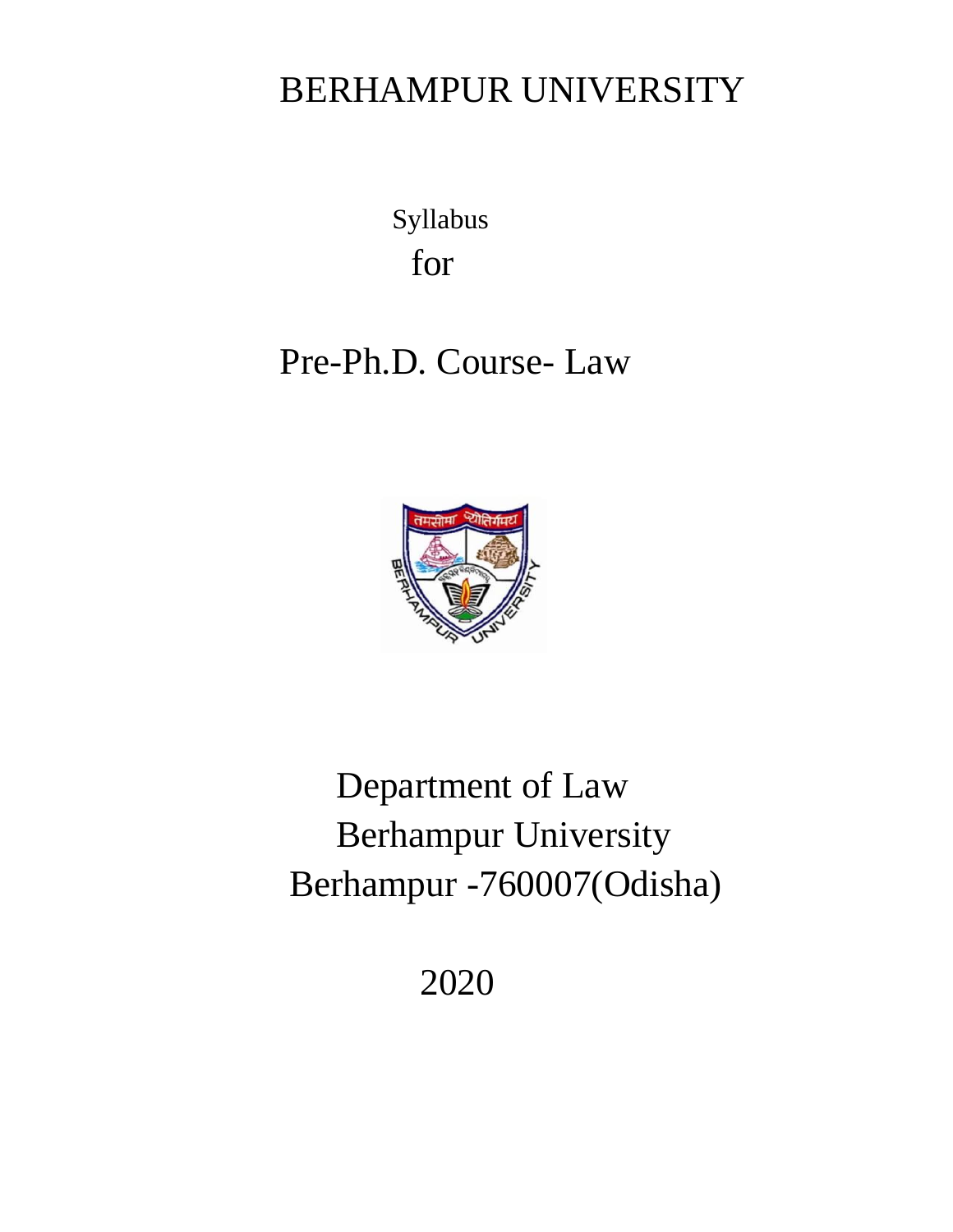# BERHAMPUR UNIVERSITY

Syllabus

for

## Pre-Ph.D. Course- Law

Department of Law

Berhampur University

Berhampur -760007(Odisha)

2020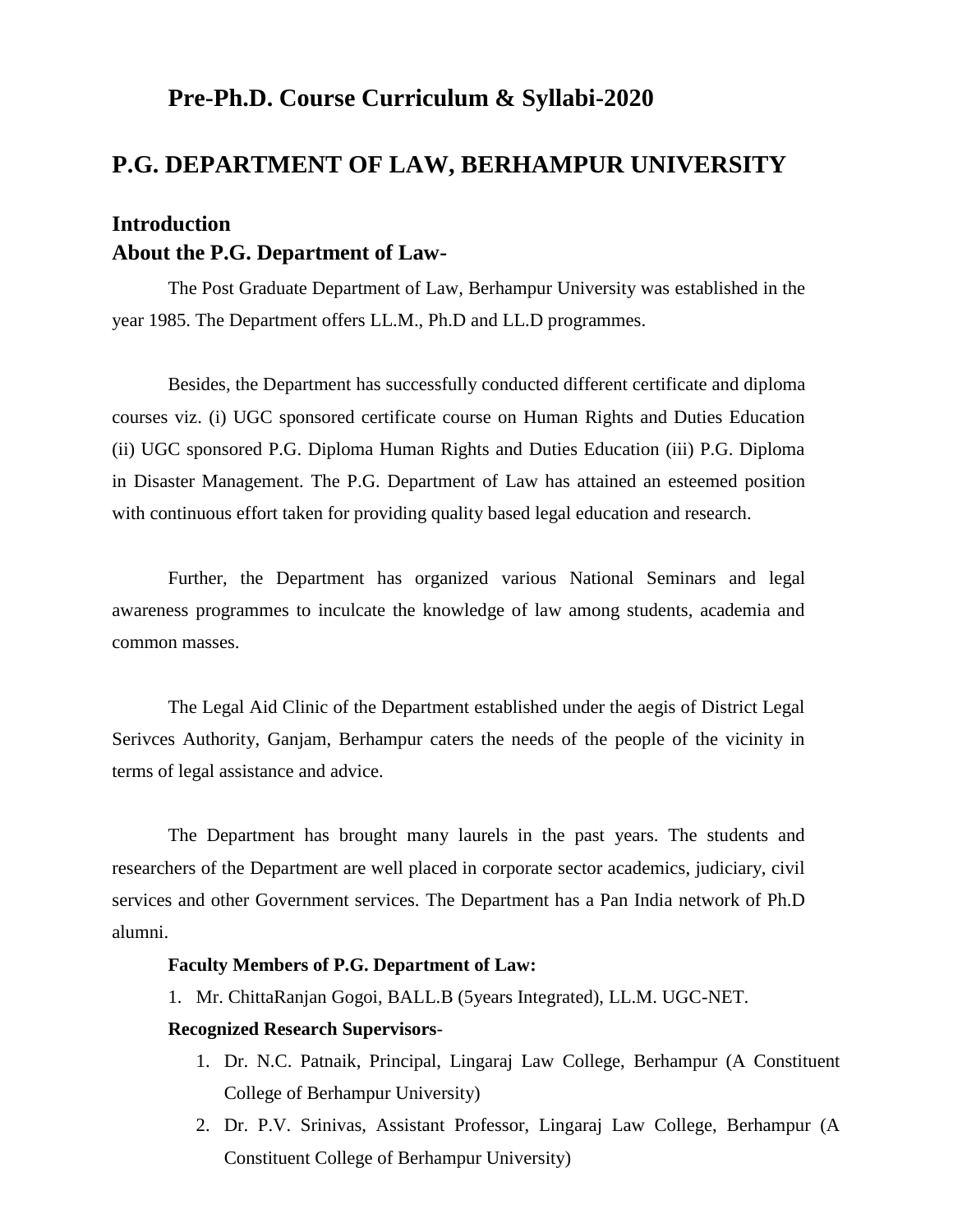# Pre-Ph.D. Course Curriculum & Syllabi-2020

## P.G. DEPARTMENT OF LAW, BERHAMPUR UNIVERSITY

### Introduction

### About the P.G. Department of Law-

The Post Graduate Department of Law, Berhampur University was established in the year 1985. The Department offers LL.M., Ph.D and LL.D programmes.

Besides, the Department has successfully conducted different certificate and diploma courses viz. (i) UGC sponsored certificate course on Human Rights and Duties Education (ii) UGC sponsored P.G. Diploma Human Rights and Duties Education (iii) P.G. Diploma in Disaster Management. The P.G. Department of Law has attained an esteemed position with continuous effort taken for providing quality based legal education and research.

Further, the Department has organized various National Seminars and legal awareness programmes to inculcate the knowledge of law among students, academia and common masses.

The Legal Aid Clinic of the Department established under the aegis of District Legal Serivces Authority, Ganjam, Berhampur caters the needs of the people of the vicinity in terms of legal assistance and advice.

The Department has brought many laurels in the past years. The students and researchers of the Department are well placed in corporate sector academics, judiciary, civil services and other Government services. The Department has a Pan India network of Ph.D alumni.

**Faculty Members of P.G. Department of Law:**

1. Mr. ChittaRanjan Gogoi, BALL.B (5years Integrated), LL.M. UGC-NET.

**Recognized Research Supervisors**-

1. Dr. N.C. Patnaik, Principal, Lingaraj Law College, Berhampur (A Constituent College of Berhampur University)
2. Dr. P.V. Srinivas, Assistant Professor, Lingaraj Law College, Berhampur (A Constituent College of Berhampur University)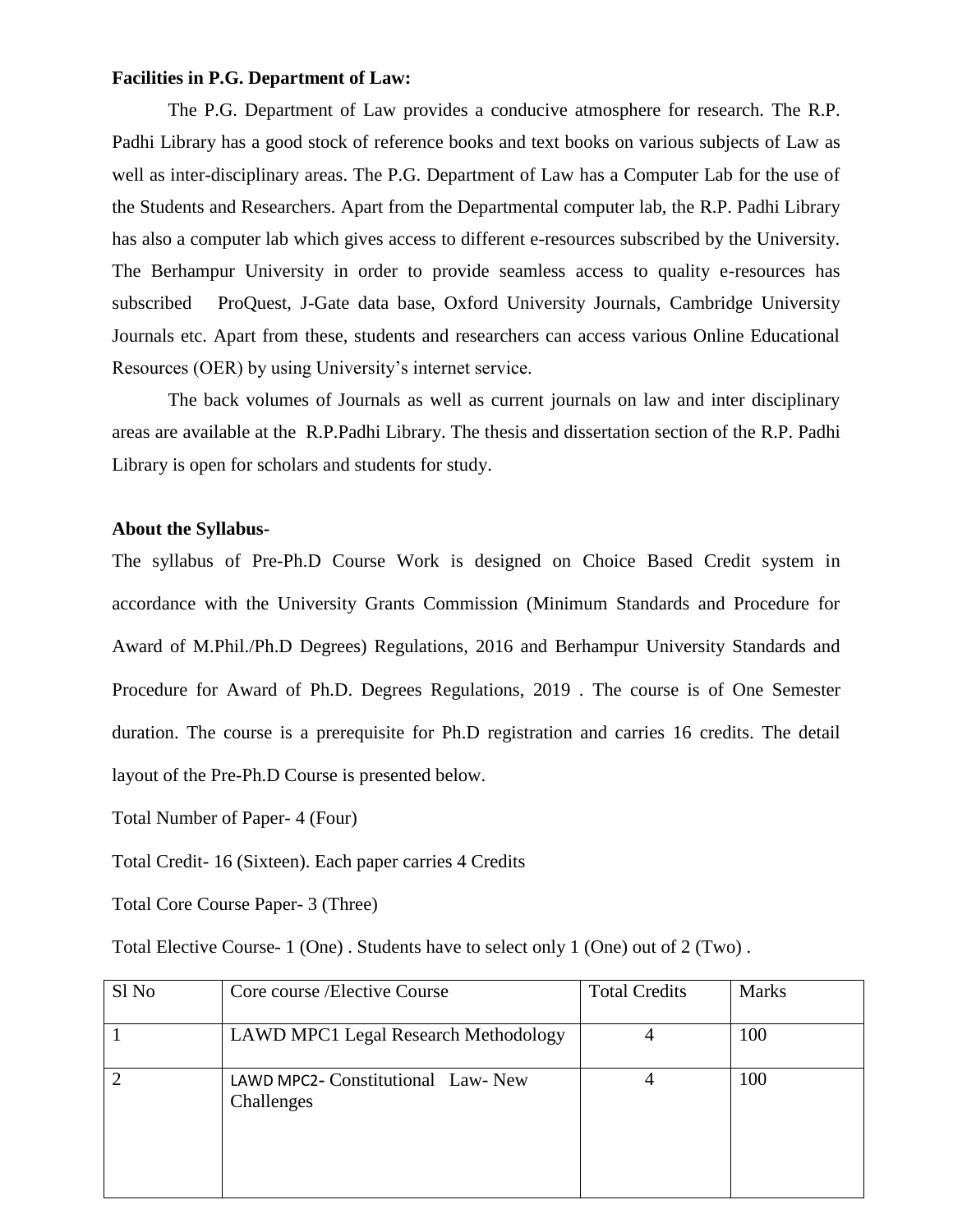**Facilities in P.G. Department of Law:**

The P.G. Department of Law provides a conducive atmosphere for research. The R.P. Padhi Library has a good stock of reference books and text books on various subjects of Law as well as inter-disciplinary areas. The P.G. Department of Law has a Computer Lab for the use of the Students and Researchers. Apart from the Departmental computer lab, the R.P. Padhi Library has also a computer lab which gives access to different e-resources subscribed by the University. The Berhampur University in order to provide seamless access to quality e-resources has subscribed ProQuest, J-Gate data base, Oxford University Journals, Cambridge University Journals etc. Apart from these, students and researchers can access various Online Educational Resources (OER) by using University's internet service.

The back volumes of Journals as well as current journals on law and inter disciplinary areas are available at the R.P.Padhi Library. The thesis and dissertation section of the R.P. Padhi Library is open for scholars and students for study.

**About the Syllabus-**

The syllabus of Pre-Ph.D Course Work is designed on Choice Based Credit system in accordance with the University Grants Commission (Minimum Standards and Procedure for Award of M.Phil./Ph.D Degrees) Regulations, 2016 and Berhampur University Standards and Procedure for Award of Ph.D. Degrees Regulations, 2019 . The course is of One Semester duration. The course is a prerequisite for Ph.D registration and carries 16 credits. The detail layout of the Pre-Ph.D Course is presented below.

Total Number of Paper- 4 (Four)

Total Credit- 16 (Sixteen). Each paper carries 4 Credits

Total Core Course Paper- 3 (Three)

Total Elective Course- 1 (One) . Students have to select only 1 (One) out of 2 (Two) .

| Sl No | Core course /Elective Course | Total Credits | Marks |
|---|---|---|---|
| 1 | LAWD MPC1 Legal Research Methodology | 4 | 100 |
| 2 | LAWD MPC2- Constitutional Law- New Challenges | 4 | 100 |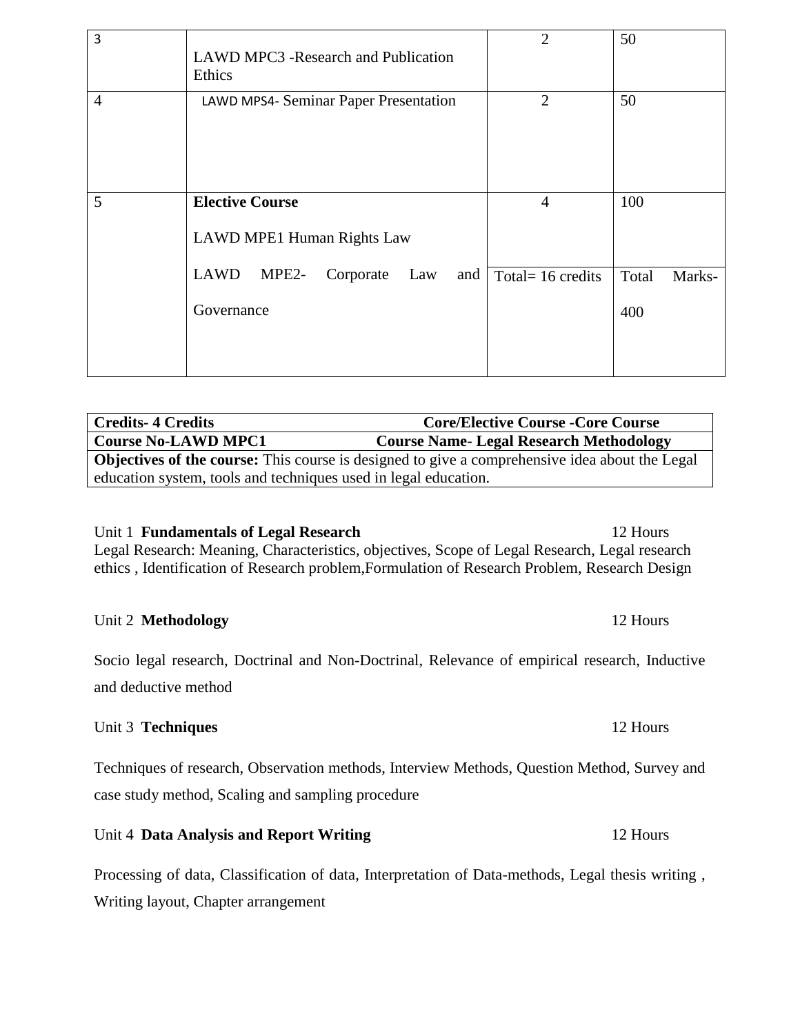| | | | |
|---|---|---|---|
| 3 | LAWD MPC3 -Research and Publication Ethics | 2 | 50 |
| 4 | LAWD MPS4- Seminar Paper Presentation | 2 | 50 |
| 5 | **Elective Course**<br><br>LAWD MPE1 Human Rights Law<br><br>LAWD MPE2- Corporate Law and Governance | 4<br><br>Total= 16 credits | 100<br><br>Total Marks-400 |

| **Credits- 4 Credits** | **Core/Elective Course -Core Course** |
|---|---|
| **Course No-LAWD MPC1** | **Course Name- Legal Research Methodology** |
| **Objectives of the course:** This course is designed to give a comprehensive idea about the Legal education system, tools and techniques used in legal education. | |

Unit 1 **Fundamentals of Legal Research** 12 Hours

Legal Research: Meaning, Characteristics, objectives, Scope of Legal Research, Legal research ethics , Identification of Research problem,Formulation of Research Problem, Research Design

Unit 2 **Methodology** 12 Hours

Socio legal research, Doctrinal and Non-Doctrinal, Relevance of empirical research, Inductive and deductive method

Unit 3 **Techniques** 12 Hours

Techniques of research, Observation methods, Interview Methods, Question Method, Survey and case study method, Scaling and sampling procedure

Unit 4 **Data Analysis and Report Writing** 12 Hours

Processing of data, Classification of data, Interpretation of Data-methods, Legal thesis writing , Writing layout, Chapter arrangement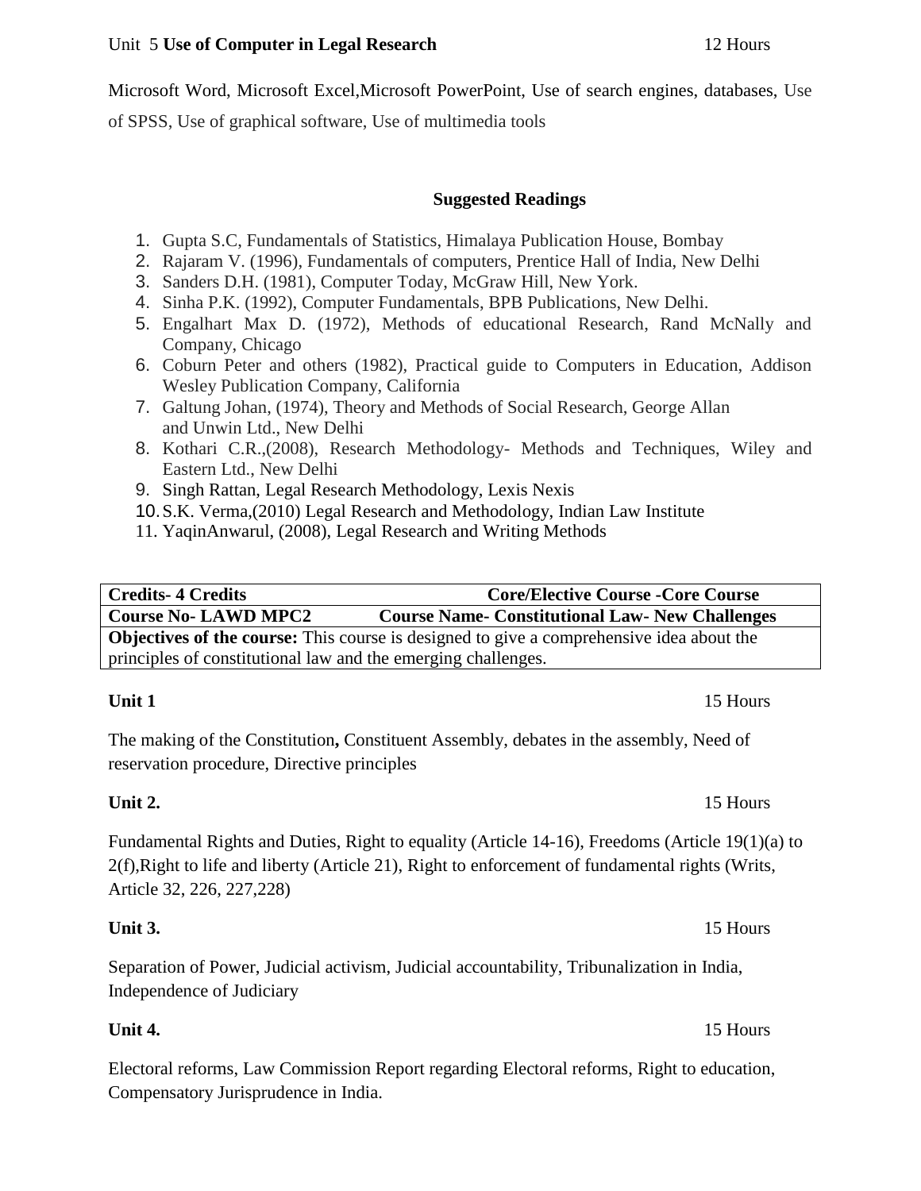Unit 5 **Use of Computer in Legal Research** 12 Hours

Microsoft Word, Microsoft Excel,Microsoft PowerPoint, Use of search engines, databases, Use of SPSS, Use of graphical software, Use of multimedia tools

**Suggested Readings**

1. Gupta S.C, Fundamentals of Statistics, Himalaya Publication House, Bombay
2. Rajaram V. (1996), Fundamentals of computers, Prentice Hall of India, New Delhi
3. Sanders D.H. (1981), Computer Today, McGraw Hill, New York.
4. Sinha P.K. (1992), Computer Fundamentals, BPB Publications, New Delhi.
5. Engalhart Max D. (1972), Methods of educational Research, Rand McNally and Company, Chicago
6. Coburn Peter and others (1982), Practical guide to Computers in Education, Addison Wesley Publication Company, California
7. Galtung Johan, (1974), Theory and Methods of Social Research, George Allan and Unwin Ltd., New Delhi
8. Kothari C.R.,(2008), Research Methodology- Methods and Techniques, Wiley and Eastern Ltd., New Delhi
9. Singh Rattan, Legal Research Methodology, Lexis Nexis
10. S.K. Verma,(2010) Legal Research and Methodology, Indian Law Institute
11. YaqinAnwarul, (2008), Legal Research and Writing Methods

| **Credits- 4 Credits** | **Core/Elective Course -Core Course** |
|---|---|
| **Course No- LAWD MPC2** | **Course Name- Constitutional Law- New Challenges** |
| **Objectives of the course:** This course is designed to give a comprehensive idea about the principles of constitutional law and the emerging challenges. | |

**Unit 1** 15 Hours

The making of the Constitution**,** Constituent Assembly, debates in the assembly, Need of reservation procedure, Directive principles

**Unit 2.** 15 Hours

Fundamental Rights and Duties, Right to equality (Article 14-16), Freedoms (Article 19(1)(a) to 2(f),Right to life and liberty (Article 21), Right to enforcement of fundamental rights (Writs, Article 32, 226, 227,228)

**Unit 3.** 15 Hours

Separation of Power, Judicial activism, Judicial accountability, Tribunalization in India, Independence of Judiciary

**Unit 4.** 15 Hours

Electoral reforms, Law Commission Report regarding Electoral reforms, Right to education, Compensatory Jurisprudence in India.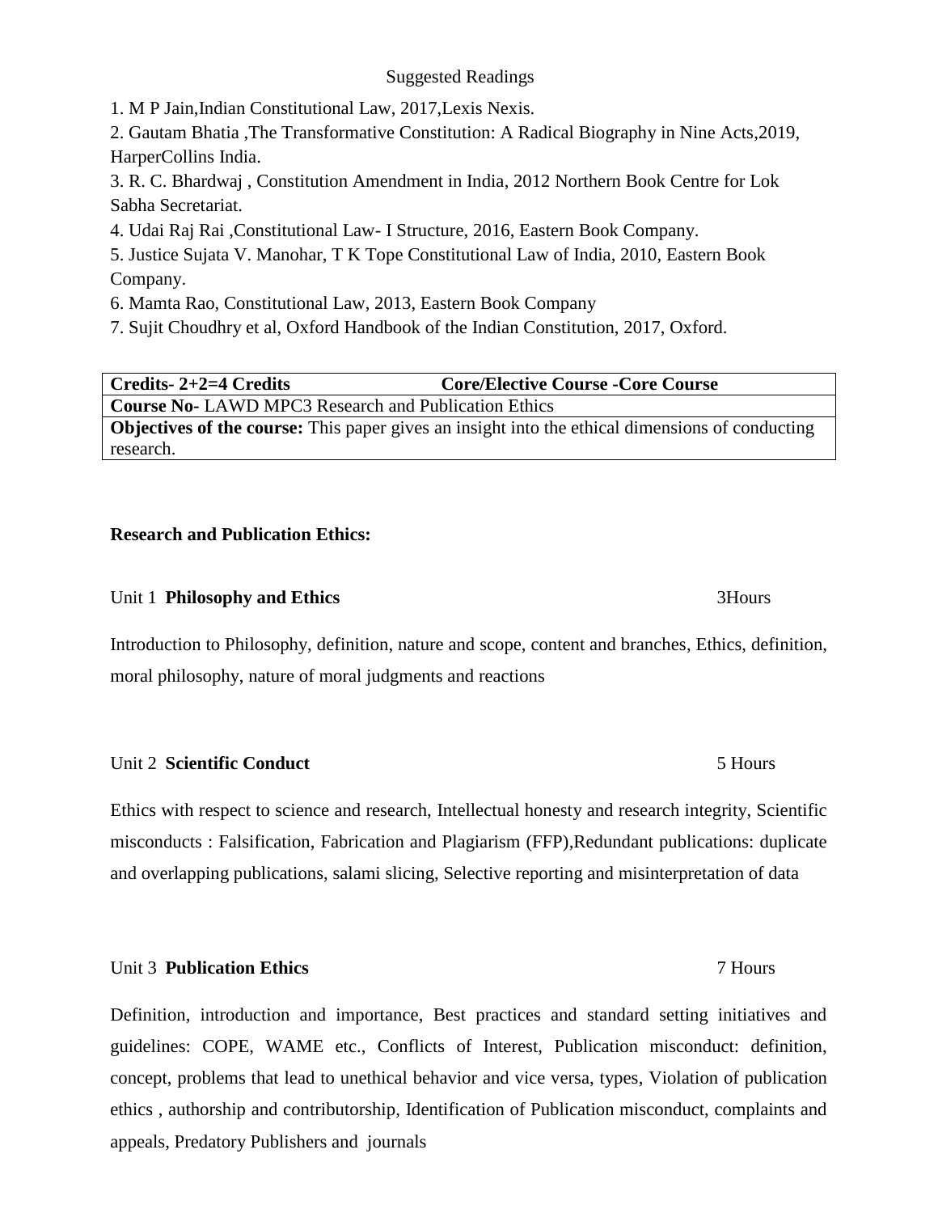Suggested Readings

1. M P Jain,Indian Constitutional Law, 2017,Lexis Nexis.
2. Gautam Bhatia ,The Transformative Constitution: A Radical Biography in Nine Acts,2019, HarperCollins India.
3. R. C. Bhardwaj , Constitution Amendment in India, 2012 Northern Book Centre for Lok Sabha Secretariat.
4. Udai Raj Rai ,Constitutional Law- I Structure, 2016, Eastern Book Company.
5. Justice Sujata V. Manohar, T K Tope Constitutional Law of India, 2010, Eastern Book Company.
6. Mamta Rao, Constitutional Law, 2013, Eastern Book Company
7. Sujit Choudhry et al, Oxford Handbook of the Indian Constitution, 2017, Oxford.

| **Credits- 2+2=4 Credits** | **Core/Elective Course -Core Course** |
|---|---|
| **Course No-** LAWD MPC3 Research and Publication Ethics | |
| **Objectives of the course:** This paper gives an insight into the ethical dimensions of conducting research. | |

**Research and Publication Ethics:**

Unit 1 **Philosophy and Ethics** 3Hours

Introduction to Philosophy, definition, nature and scope, content and branches, Ethics, definition, moral philosophy, nature of moral judgments and reactions

Unit 2 **Scientific Conduct** 5 Hours

Ethics with respect to science and research, Intellectual honesty and research integrity, Scientific misconducts : Falsification, Fabrication and Plagiarism (FFP),Redundant publications: duplicate and overlapping publications, salami slicing, Selective reporting and misinterpretation of data

Unit 3 **Publication Ethics** 7 Hours

Definition, introduction and importance, Best practices and standard setting initiatives and guidelines: COPE, WAME etc., Conflicts of Interest, Publication misconduct: definition, concept, problems that lead to unethical behavior and vice versa, types, Violation of publication ethics , authorship and contributorship, Identification of Publication misconduct, complaints and appeals, Predatory Publishers and journals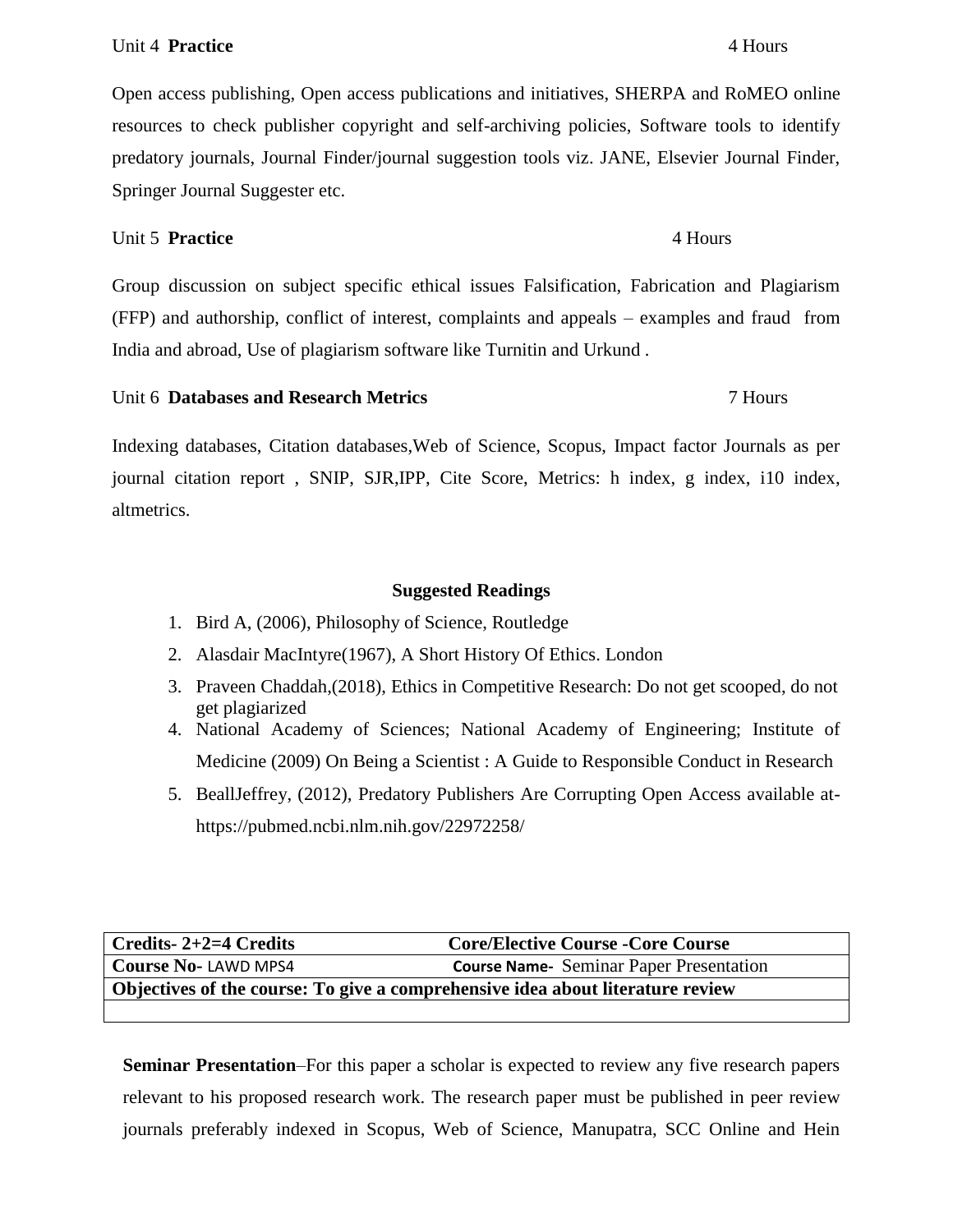Unit 4 **Practice** 4 Hours

Open access publishing, Open access publications and initiatives, SHERPA and RoMEO online resources to check publisher copyright and self-archiving policies, Software tools to identify predatory journals, Journal Finder/journal suggestion tools viz. JANE, Elsevier Journal Finder, Springer Journal Suggester etc.

Unit 5 **Practice** 4 Hours

Group discussion on subject specific ethical issues Falsification, Fabrication and Plagiarism (FFP) and authorship, conflict of interest, complaints and appeals – examples and fraud from India and abroad, Use of plagiarism software like Turnitin and Urkund .

Unit 6 **Databases and Research Metrics** 7 Hours

Indexing databases, Citation databases,Web of Science, Scopus, Impact factor Journals as per journal citation report , SNIP, SJR,IPP, Cite Score, Metrics: h index, g index, i10 index, altmetrics.

**Suggested Readings**

1. Bird A, (2006), Philosophy of Science, Routledge
2. Alasdair MacIntyre(1967), A Short History Of Ethics. London
3. Praveen Chaddah,(2018), Ethics in Competitive Research: Do not get scooped, do not get plagiarized
4. National Academy of Sciences; National Academy of Engineering; Institute of Medicine (2009) On Being a Scientist : A Guide to Responsible Conduct in Research
5. BeallJeffrey, (2012), Predatory Publishers Are Corrupting Open Access available at-https://pubmed.ncbi.nlm.nih.gov/22972258/

| **Credits- 2+2=4 Credits** | **Core/Elective Course -Core Course** |
|---|---|
| **Course No-** LAWD MPS4 | **Course Name-** Seminar Paper Presentation |
| **Objectives of the course: To give a comprehensive idea about literature review** | |
| | |

**Seminar Presentation**–For this paper a scholar is expected to review any five research papers relevant to his proposed research work. The research paper must be published in peer review journals preferably indexed in Scopus, Web of Science, Manupatra, SCC Online and Hein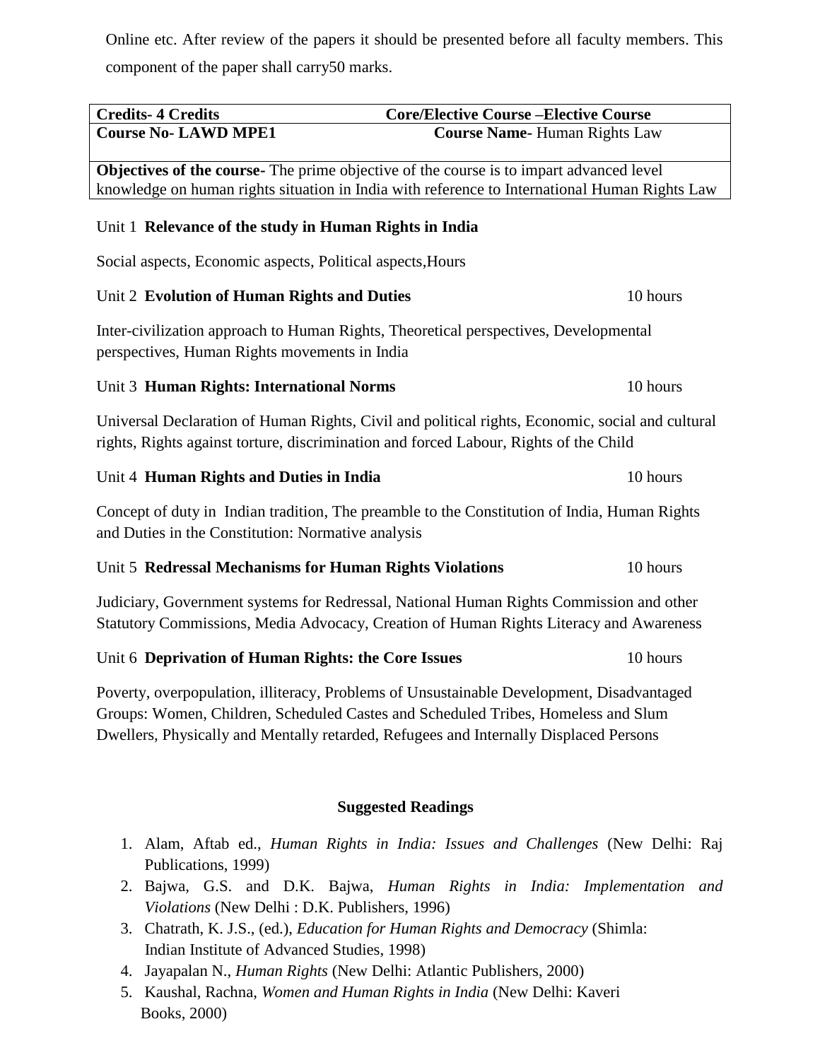Online etc. After review of the papers it should be presented before all faculty members. This component of the paper shall carry50 marks.

| **Credits- 4 Credits** | **Core/Elective Course –Elective Course** |
| --- | --- |
| **Course No- LAWD MPE1** | **Course Name-** Human Rights Law |
| **Objectives of the course-** The prime objective of the course is to impart advanced level knowledge on human rights situation in India with reference to International Human Rights Law | |

Unit 1 **Relevance of the study in Human Rights in India**

Social aspects, Economic aspects, Political aspects,Hours

Unit 2 **Evolution of Human Rights and Duties** 10 hours

Inter-civilization approach to Human Rights, Theoretical perspectives, Developmental perspectives, Human Rights movements in India

Unit 3 **Human Rights: International Norms** 10 hours

Universal Declaration of Human Rights, Civil and political rights, Economic, social and cultural rights, Rights against torture, discrimination and forced Labour, Rights of the Child

Unit 4 **Human Rights and Duties in India** 10 hours

Concept of duty in Indian tradition, The preamble to the Constitution of India, Human Rights and Duties in the Constitution: Normative analysis

Unit 5 **Redressal Mechanisms for Human Rights Violations** 10 hours

Judiciary, Government systems for Redressal, National Human Rights Commission and other Statutory Commissions, Media Advocacy, Creation of Human Rights Literacy and Awareness

Unit 6 **Deprivation of Human Rights: the Core Issues** 10 hours

Poverty, overpopulation, illiteracy, Problems of Unsustainable Development, Disadvantaged Groups: Women, Children, Scheduled Castes and Scheduled Tribes, Homeless and Slum Dwellers, Physically and Mentally retarded, Refugees and Internally Displaced Persons

**Suggested Readings**

1. Alam, Aftab ed., *Human Rights in India: Issues and Challenges* (New Delhi: Raj Publications, 1999)
2. Bajwa, G.S. and D.K. Bajwa, *Human Rights in India: Implementation and Violations* (New Delhi : D.K. Publishers, 1996)
3. Chatrath, K. J.S., (ed.), *Education for Human Rights and Democracy* (Shimla: Indian Institute of Advanced Studies, 1998)
4. Jayapalan N., *Human Rights* (New Delhi: Atlantic Publishers, 2000)
5. Kaushal, Rachna, *Women and Human Rights in India* (New Delhi: Kaveri Books, 2000)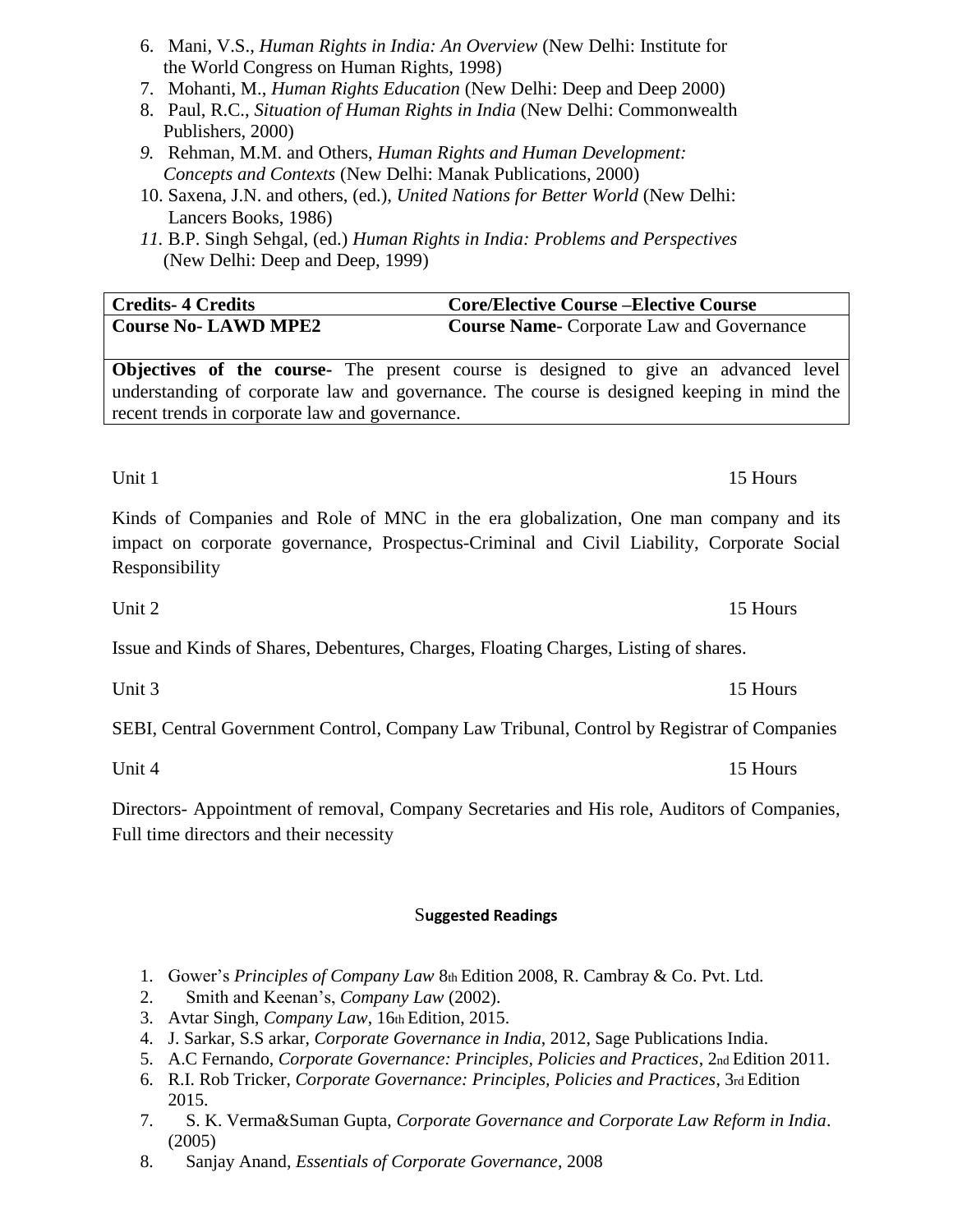6. Mani, V.S., *Human Rights in India: An Overview* (New Delhi: Institute for the World Congress on Human Rights, 1998)
7. Mohanti, M., *Human Rights Education* (New Delhi: Deep and Deep 2000)
8. Paul, R.C., *Situation of Human Rights in India* (New Delhi: Commonwealth Publishers, 2000)
9. Rehman, M.M. and Others, *Human Rights and Human Development: Concepts and Contexts* (New Delhi: Manak Publications, 2000)
10. Saxena, J.N. and others, (ed.), *United Nations for Better World* (New Delhi: Lancers Books, 1986)
11. B.P. Singh Sehgal, (ed.) *Human Rights in India: Problems and Perspectives* (New Delhi: Deep and Deep, 1999)

| | |
|---|---|
| **Credits- 4 Credits** | **Core/Elective Course –Elective Course** |
| **Course No- LAWD MPE2** | **Course Name-** Corporate Law and Governance |

**Objectives of the course-** The present course is designed to give an advanced level understanding of corporate law and governance. The course is designed keeping in mind the recent trends in corporate law and governance.

Unit 1 15 Hours

Kinds of Companies and Role of MNC in the era globalization, One man company and its impact on corporate governance, Prospectus-Criminal and Civil Liability, Corporate Social Responsibility

Unit 2 15 Hours

Issue and Kinds of Shares, Debentures, Charges, Floating Charges, Listing of shares.

Unit 3 15 Hours

SEBI, Central Government Control, Company Law Tribunal, Control by Registrar of Companies

Unit 4 15 Hours

Directors- Appointment of removal, Company Secretaries and His role, Auditors of Companies, Full time directors and their necessity

**Suggested Readings**

1. Gower's *Principles of Company Law* 8th Edition 2008, R. Cambray & Co. Pvt. Ltd.
2. Smith and Keenan's, *Company Law* (2002).
3. Avtar Singh, *Company Law*, 16th Edition, 2015.
4. J. Sarkar, S.S arkar, *Corporate Governance in India*, 2012, Sage Publications India.
5. A.C Fernando, *Corporate Governance: Principles, Policies and Practices*, 2nd Edition 2011.
6. R.I. Rob Tricker, *Corporate Governance: Principles, Policies and Practices*, 3rd Edition 2015.
7. S. K. Verma&Suman Gupta, *Corporate Governance and Corporate Law Reform in India*. (2005)
8. Sanjay Anand, *Essentials of Corporate Governance*, 2008